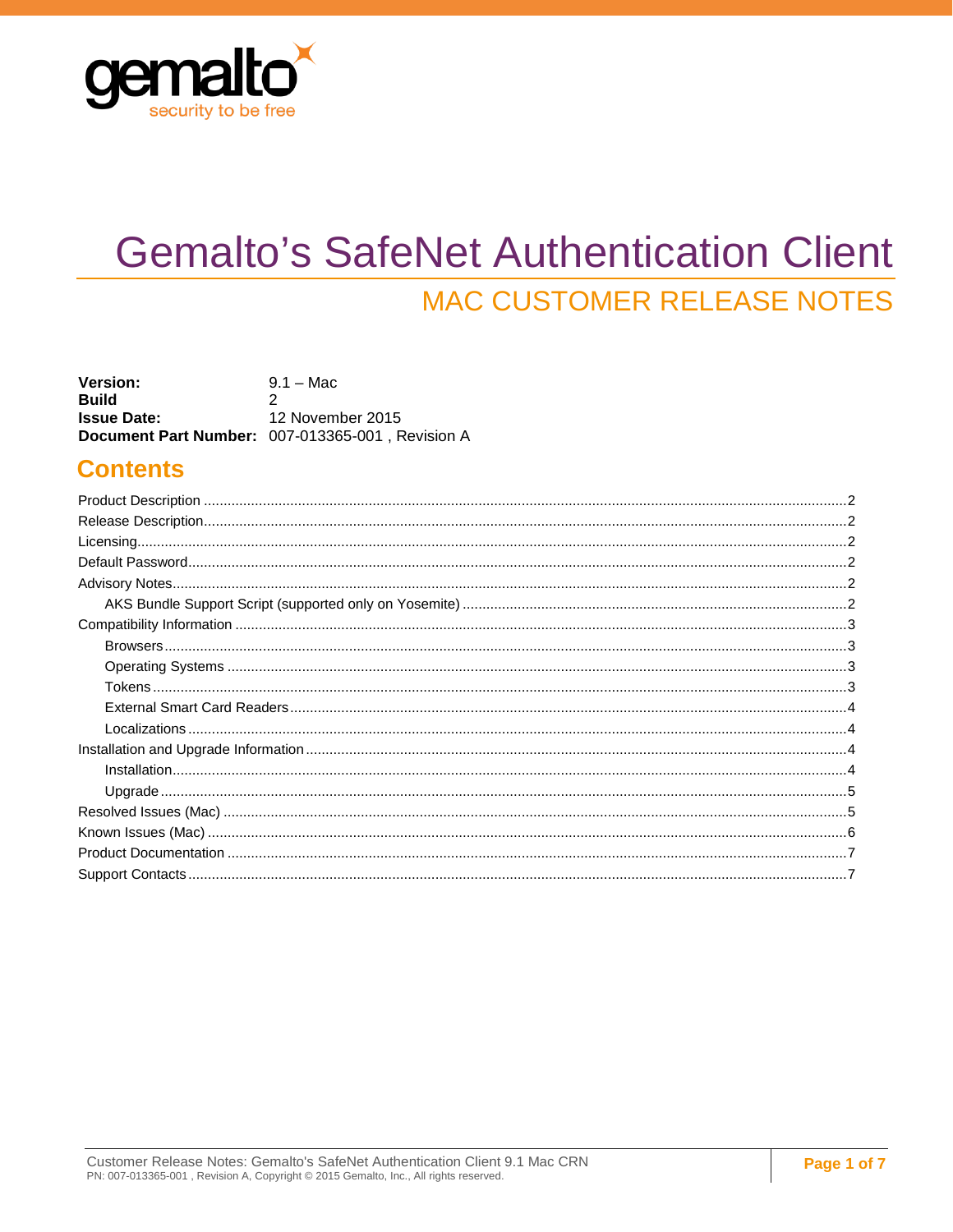# Gemalto's SafeNet Authentication Client

## MAC CUSTOMER RELEASE NOTES

**Version:** 9.1 – Mac
**Build** 2
**Issue Date:** 12 November 2015
**Document Part Number:** 007-013365-001 , Revision A

## Contents

Product Description ..... 2
Release Description ..... 2
Licensing ..... 2
Default Password ..... 2
Advisory Notes ..... 2
    AKS Bundle Support Script (supported only on Yosemite) ..... 2
Compatibility Information ..... 3
    Browsers ..... 3
    Operating Systems ..... 3
    Tokens ..... 3
    External Smart Card Readers ..... 4
    Localizations ..... 4
Installation and Upgrade Information ..... 4
    Installation ..... 4
    Upgrade ..... 5
Resolved Issues (Mac) ..... 5
Known Issues (Mac) ..... 6
Product Documentation ..... 7
Support Contacts ..... 7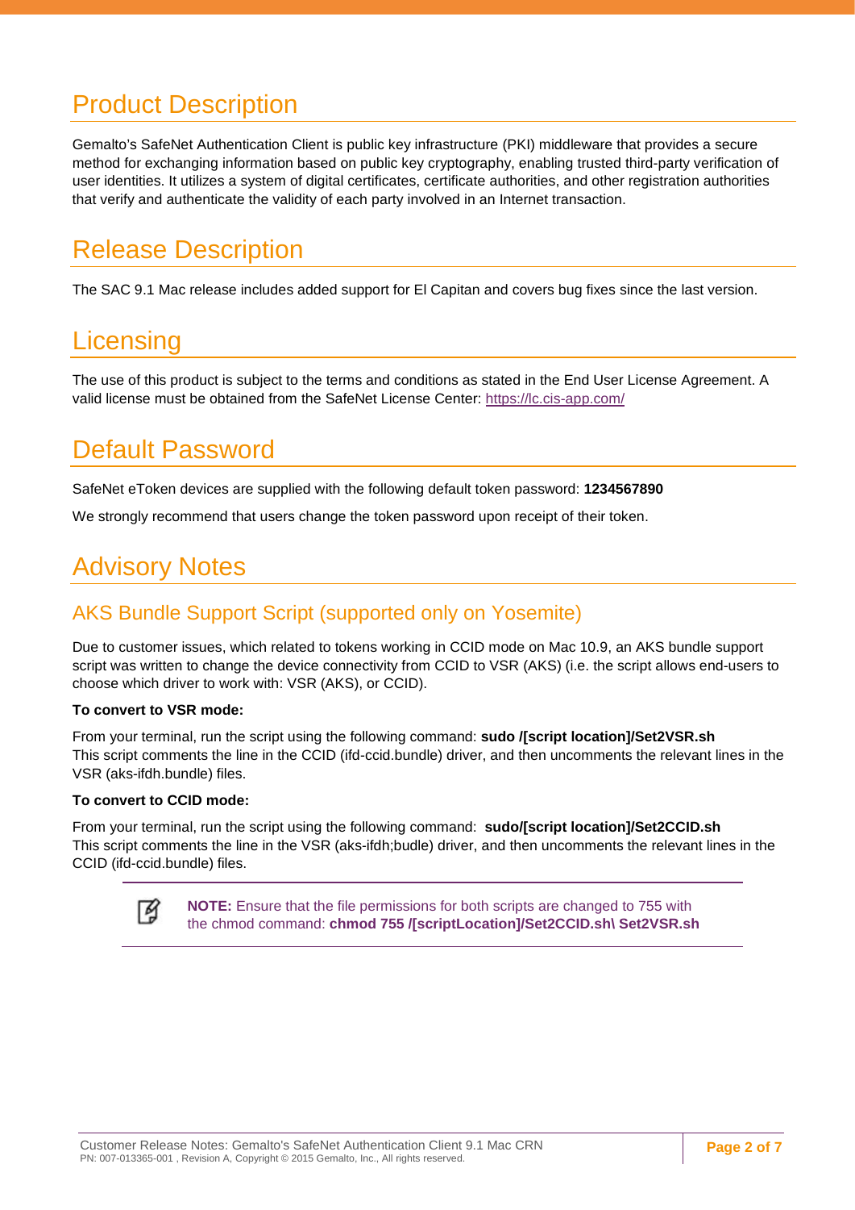# Product Description

Gemalto's SafeNet Authentication Client is public key infrastructure (PKI) middleware that provides a secure method for exchanging information based on public key cryptography, enabling trusted third-party verification of user identities. It utilizes a system of digital certificates, certificate authorities, and other registration authorities that verify and authenticate the validity of each party involved in an Internet transaction.

# Release Description

The SAC 9.1 Mac release includes added support for El Capitan and covers bug fixes since the last version.

# Licensing

The use of this product is subject to the terms and conditions as stated in the End User License Agreement. A valid license must be obtained from the SafeNet License Center: https://lc.cis-app.com/

# Default Password

SafeNet eToken devices are supplied with the following default token password: **1234567890**

We strongly recommend that users change the token password upon receipt of their token.

# Advisory Notes

## AKS Bundle Support Script (supported only on Yosemite)

Due to customer issues, which related to tokens working in CCID mode on Mac 10.9, an AKS bundle support script was written to change the device connectivity from CCID to VSR (AKS) (i.e. the script allows end-users to choose which driver to work with: VSR (AKS), or CCID).

**To convert to VSR mode:**

From your terminal, run the script using the following command: **sudo /[script location]/Set2VSR.sh**
This script comments the line in the CCID (ifd-ccid.bundle) driver, and then uncomments the relevant lines in the VSR (aks-ifdh.bundle) files.

**To convert to CCID mode:**

From your terminal, run the script using the following command: **sudo/[script location]/Set2CCID.sh**
This script comments the line in the VSR (aks-ifdh;budle) driver, and then uncomments the relevant lines in the CCID (ifd-ccid.bundle) files.

> **NOTE:** Ensure that the file permissions for both scripts are changed to 755 with the chmod command: **chmod 755 /[scriptLocation]/Set2CCID.sh\ Set2VSR.sh**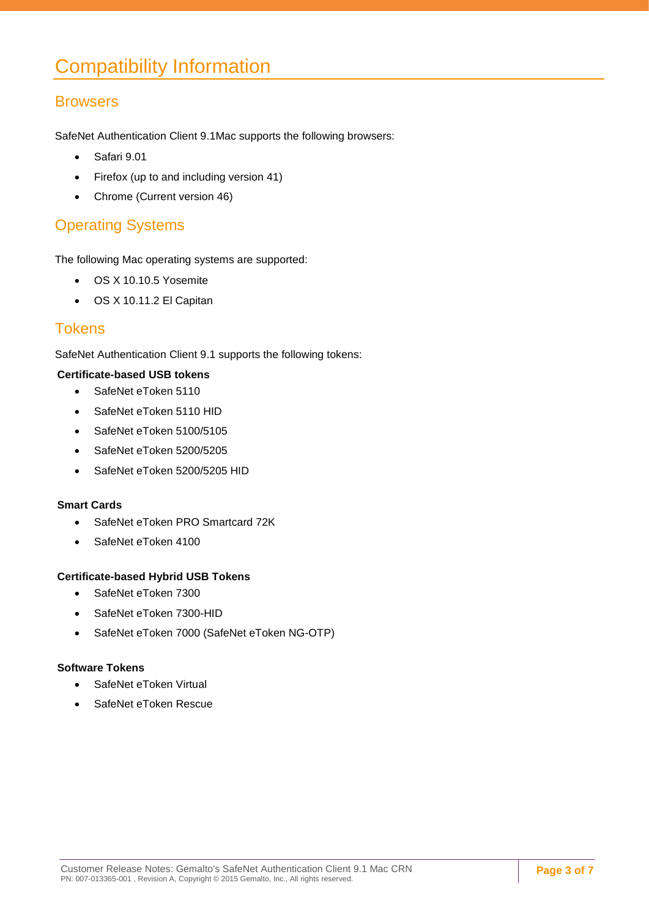# Compatibility Information

## Browsers

SafeNet Authentication Client 9.1Mac supports the following browsers:

- Safari 9.01
- Firefox (up to and including version 41)
- Chrome (Current version 46)

## Operating Systems

The following Mac operating systems are supported:

- OS X 10.10.5 Yosemite
- OS X 10.11.2 El Capitan

## Tokens

SafeNet Authentication Client 9.1 supports the following tokens:

**Certificate-based USB tokens**

- SafeNet eToken 5110
- SafeNet eToken 5110 HID
- SafeNet eToken 5100/5105
- SafeNet eToken 5200/5205
- SafeNet eToken 5200/5205 HID

**Smart Cards**

- SafeNet eToken PRO Smartcard 72K
- SafeNet eToken 4100

**Certificate-based Hybrid USB Tokens**

- SafeNet eToken 7300
- SafeNet eToken 7300-HID
- SafeNet eToken 7000 (SafeNet eToken NG-OTP)

**Software Tokens**

- SafeNet eToken Virtual
- SafeNet eToken Rescue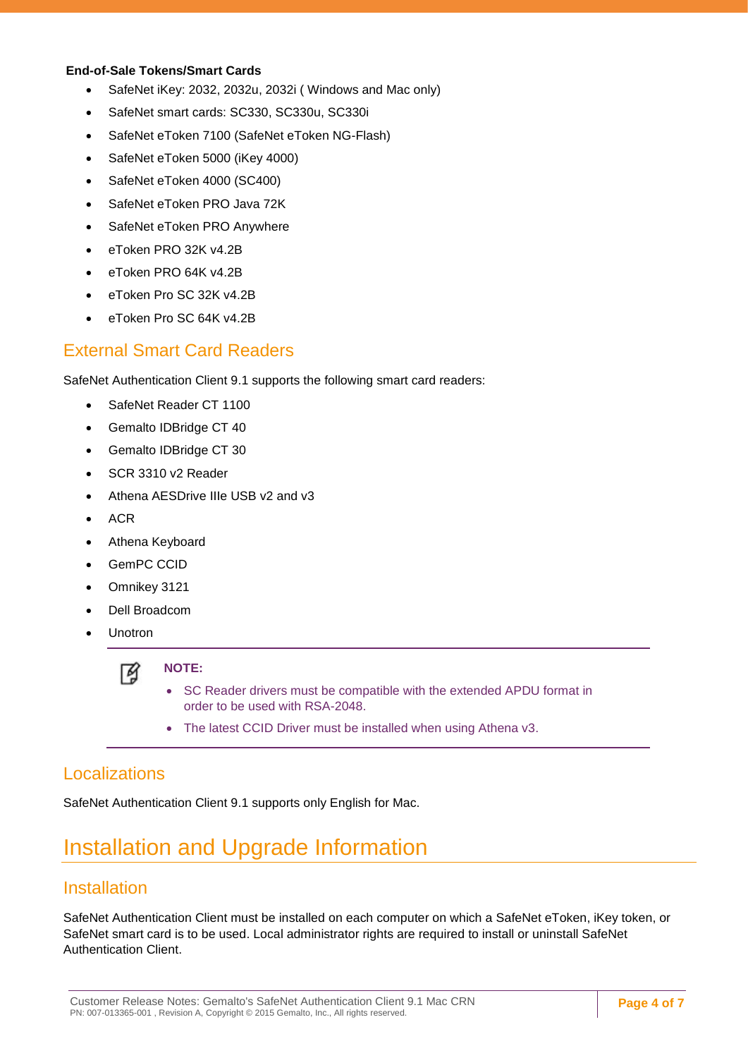**End-of-Sale Tokens/Smart Cards**

- SafeNet iKey: 2032, 2032u, 2032i ( Windows and Mac only)
- SafeNet smart cards: SC330, SC330u, SC330i
- SafeNet eToken 7100 (SafeNet eToken NG-Flash)
- SafeNet eToken 5000 (iKey 4000)
- SafeNet eToken 4000 (SC400)
- SafeNet eToken PRO Java 72K
- SafeNet eToken PRO Anywhere
- eToken PRO 32K v4.2B
- eToken PRO 64K v4.2B
- eToken Pro SC 32K v4.2B
- eToken Pro SC 64K v4.2B

## External Smart Card Readers

SafeNet Authentication Client 9.1 supports the following smart card readers:

- SafeNet Reader CT 1100
- Gemalto IDBridge CT 40
- Gemalto IDBridge CT 30
- SCR 3310 v2 Reader
- Athena AESDrive IIIe USB v2 and v3
- ACR
- Athena Keyboard
- GemPC CCID
- Omnikey 3121
- Dell Broadcom
- Unotron

> **NOTE:**
>
> - SC Reader drivers must be compatible with the extended APDU format in order to be used with RSA-2048.
> - The latest CCID Driver must be installed when using Athena v3.

## Localizations

SafeNet Authentication Client 9.1 supports only English for Mac.

# Installation and Upgrade Information

## Installation

SafeNet Authentication Client must be installed on each computer on which a SafeNet eToken, iKey token, or SafeNet smart card is to be used. Local administrator rights are required to install or uninstall SafeNet Authentication Client.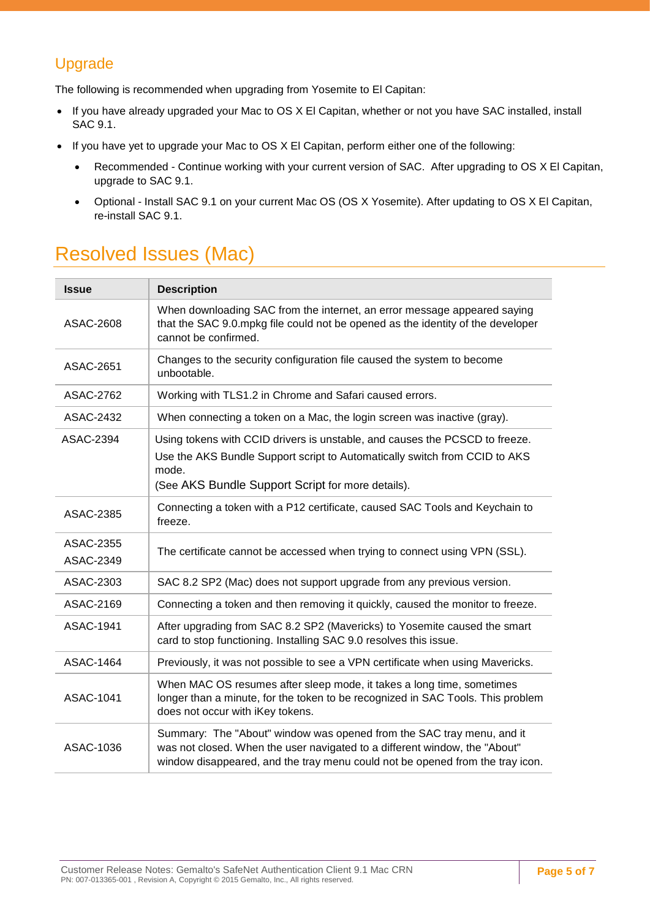## Upgrade

The following is recommended when upgrading from Yosemite to El Capitan:

- If you have already upgraded your Mac to OS X El Capitan, whether or not you have SAC installed, install SAC 9.1.
- If you have yet to upgrade your Mac to OS X El Capitan, perform either one of the following:
  - Recommended - Continue working with your current version of SAC. After upgrading to OS X El Capitan, upgrade to SAC 9.1.
  - Optional - Install SAC 9.1 on your current Mac OS (OS X Yosemite). After updating to OS X El Capitan, re-install SAC 9.1.

# Resolved Issues (Mac)

| Issue | Description |
|---|---|
| ASAC-2608 | When downloading SAC from the internet, an error message appeared saying that the SAC 9.0.mpkg file could not be opened as the identity of the developer cannot be confirmed. |
| ASAC-2651 | Changes to the security configuration file caused the system to become unbootable. |
| ASAC-2762 | Working with TLS1.2 in Chrome and Safari caused errors. |
| ASAC-2432 | When connecting a token on a Mac, the login screen was inactive (gray). |
| ASAC-2394 | Using tokens with CCID drivers is unstable, and causes the PCSCD to freeze. Use the AKS Bundle Support script to Automatically switch from CCID to AKS mode. (See AKS Bundle Support Script for more details). |
| ASAC-2385 | Connecting a token with a P12 certificate, caused SAC Tools and Keychain to freeze. |
| ASAC-2355 ASAC-2349 | The certificate cannot be accessed when trying to connect using VPN (SSL). |
| ASAC-2303 | SAC 8.2 SP2 (Mac) does not support upgrade from any previous version. |
| ASAC-2169 | Connecting a token and then removing it quickly, caused the monitor to freeze. |
| ASAC-1941 | After upgrading from SAC 8.2 SP2 (Mavericks) to Yosemite caused the smart card to stop functioning. Installing SAC 9.0 resolves this issue. |
| ASAC-1464 | Previously, it was not possible to see a VPN certificate when using Mavericks. |
| ASAC-1041 | When MAC OS resumes after sleep mode, it takes a long time, sometimes longer than a minute, for the token to be recognized in SAC Tools. This problem does not occur with iKey tokens. |
| ASAC-1036 | Summary: The "About" window was opened from the SAC tray menu, and it was not closed. When the user navigated to a different window, the "About" window disappeared, and the tray menu could not be opened from the tray icon. |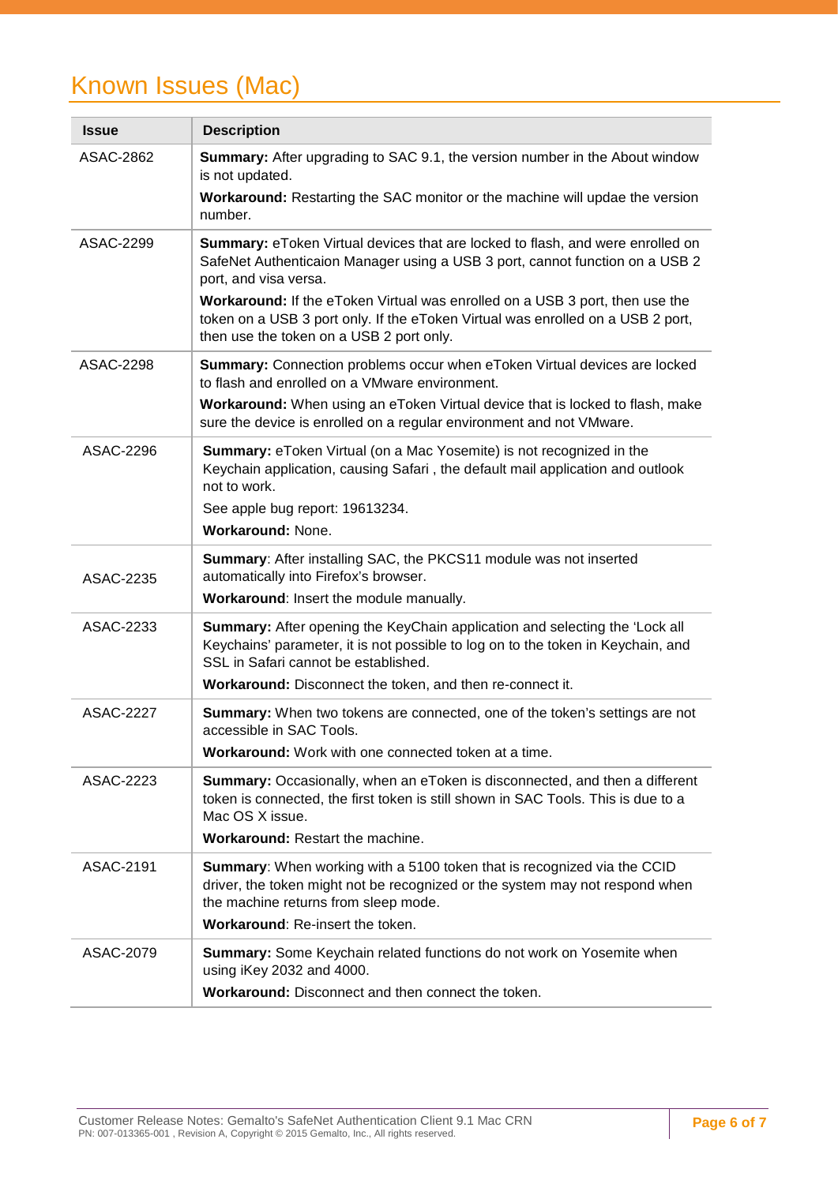# Known Issues (Mac)

| Issue | Description |
|---|---|
| ASAC-2862 | **Summary:** After upgrading to SAC 9.1, the version number in the About window is not updated.<br>**Workaround:** Restarting the SAC monitor or the machine will updae the version number. |
| ASAC-2299 | **Summary:** eToken Virtual devices that are locked to flash, and were enrolled on SafeNet Authenticaion Manager using a USB 3 port, cannot function on a USB 2 port, and visa versa.<br>**Workaround:** If the eToken Virtual was enrolled on a USB 3 port, then use the token on a USB 3 port only. If the eToken Virtual was enrolled on a USB 2 port, then use the token on a USB 2 port only. |
| ASAC-2298 | **Summary:** Connection problems occur when eToken Virtual devices are locked to flash and enrolled on a VMware environment.<br>**Workaround:** When using an eToken Virtual device that is locked to flash, make sure the device is enrolled on a regular environment and not VMware. |
| ASAC-2296 | **Summary:** eToken Virtual (on a Mac Yosemite) is not recognized in the Keychain application, causing Safari , the default mail application and outlook not to work.<br>See apple bug report: 19613234.<br>**Workaround:** None. |
| ASAC-2235 | **Summary**: After installing SAC, the PKCS11 module was not inserted automatically into Firefox's browser.<br>**Workaround**: Insert the module manually. |
| ASAC-2233 | **Summary:** After opening the KeyChain application and selecting the 'Lock all Keychains' parameter, it is not possible to log on to the token in Keychain, and SSL in Safari cannot be established.<br>**Workaround:** Disconnect the token, and then re-connect it. |
| ASAC-2227 | **Summary:** When two tokens are connected, one of the token's settings are not accessible in SAC Tools.<br>**Workaround:** Work with one connected token at a time. |
| ASAC-2223 | **Summary:** Occasionally, when an eToken is disconnected, and then a different token is connected, the first token is still shown in SAC Tools. This is due to a Mac OS X issue.<br>**Workaround:** Restart the machine. |
| ASAC-2191 | **Summary**: When working with a 5100 token that is recognized via the CCID driver, the token might not be recognized or the system may not respond when the machine returns from sleep mode.<br>**Workaround**: Re-insert the token. |
| ASAC-2079 | **Summary:** Some Keychain related functions do not work on Yosemite when using iKey 2032 and 4000.<br>**Workaround:** Disconnect and then connect the token. |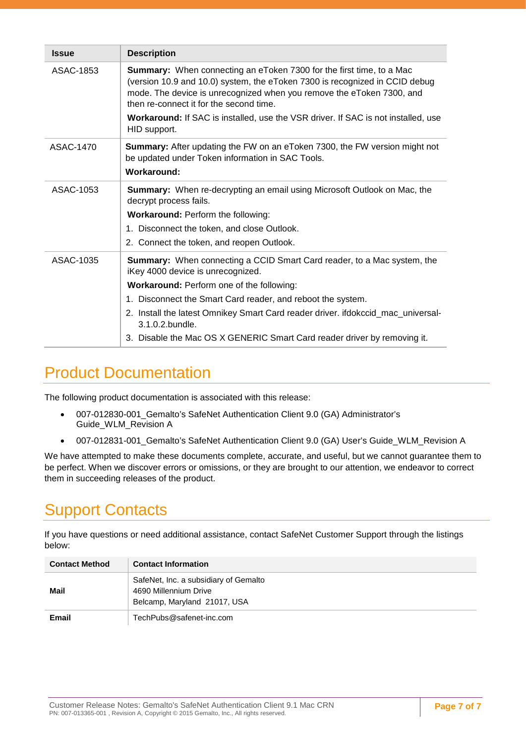| Issue | Description |
|---|---|
| ASAC-1853 | **Summary:** When connecting an eToken 7300 for the first time, to a Mac (version 10.9 and 10.0) system, the eToken 7300 is recognized in CCID debug mode. The device is unrecognized when you remove the eToken 7300, and then re-connect it for the second time.<br>**Workaround:** If SAC is installed, use the VSR driver. If SAC is not installed, use HID support. |
| ASAC-1470 | **Summary:** After updating the FW on an eToken 7300, the FW version might not be updated under Token information in SAC Tools.<br>**Workaround:** |
| ASAC-1053 | **Summary:** When re-decrypting an email using Microsoft Outlook on Mac, the decrypt process fails.<br>**Workaround:** Perform the following:<br>1. Disconnect the token, and close Outlook.<br>2. Connect the token, and reopen Outlook. |
| ASAC-1035 | **Summary:** When connecting a CCID Smart Card reader, to a Mac system, the iKey 4000 device is unrecognized.<br>**Workaround:** Perform one of the following:<br>1. Disconnect the Smart Card reader, and reboot the system.<br>2. Install the latest Omnikey Smart Card reader driver. ifdokccid_mac_universal-3.1.0.2.bundle.<br>3. Disable the Mac OS X GENERIC Smart Card reader driver by removing it. |

# Product Documentation

The following product documentation is associated with this release:

- 007-012830-001_Gemalto's SafeNet Authentication Client 9.0 (GA) Administrator's Guide_WLM_Revision A
- 007-012831-001_Gemalto's SafeNet Authentication Client 9.0 (GA) User's Guide_WLM_Revision A

We have attempted to make these documents complete, accurate, and useful, but we cannot guarantee them to be perfect. When we discover errors or omissions, or they are brought to our attention, we endeavor to correct them in succeeding releases of the product.

# Support Contacts

If you have questions or need additional assistance, contact SafeNet Customer Support through the listings below:

| Contact Method | Contact Information |
|---|---|
| **Mail** | SafeNet, Inc. a subsidiary of Gemalto<br>4690 Millennium Drive<br>Belcamp, Maryland 21017, USA |
| **Email** | TechPubs@safenet-inc.com |